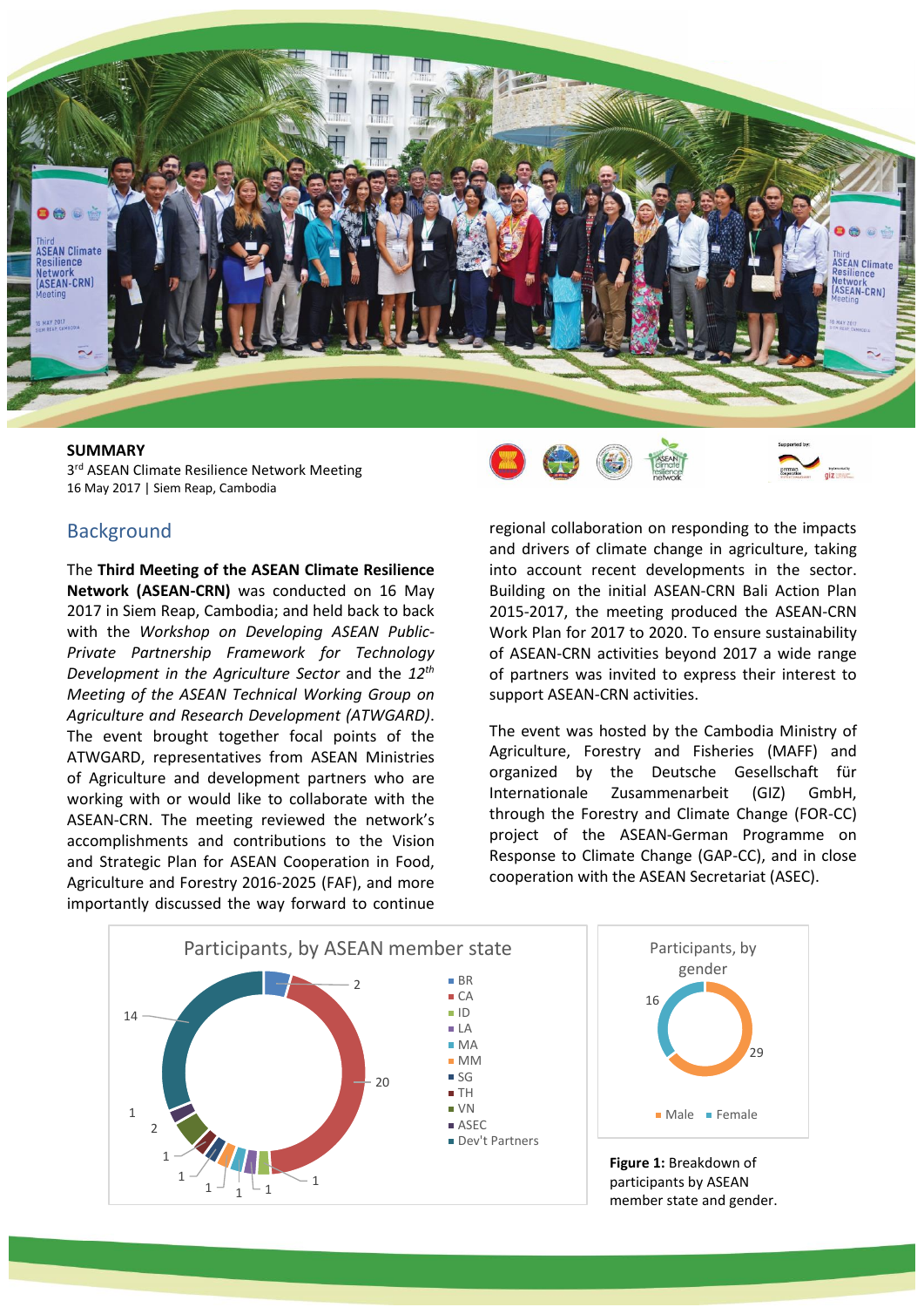**SUMMARY**
3rd ASEAN Climate Resilience Network Meeting
16 May 2017 | Siem Reap, Cambodia

## Background

The **Third Meeting of the ASEAN Climate Resilience Network (ASEAN-CRN)** was conducted on 16 May 2017 in Siem Reap, Cambodia; and held back to back with the *Workshop on Developing ASEAN Public-Private Partnership Framework for Technology Development in the Agriculture Sector* and the *12th Meeting of the ASEAN Technical Working Group on Agriculture and Research Development (ATWGARD)*. The event brought together focal points of the ATWGARD, representatives from ASEAN Ministries of Agriculture and development partners who are working with or would like to collaborate with the ASEAN-CRN. The meeting reviewed the network's accomplishments and contributions to the Vision and Strategic Plan for ASEAN Cooperation in Food, Agriculture and Forestry 2016-2025 (FAF), and more importantly discussed the way forward to continue regional collaboration on responding to the impacts and drivers of climate change in agriculture, taking into account recent developments in the sector. Building on the initial ASEAN-CRN Bali Action Plan 2015-2017, the meeting produced the ASEAN-CRN Work Plan for 2017 to 2020. To ensure sustainability of ASEAN-CRN activities beyond 2017 a wide range of partners was invited to express their interest to support ASEAN-CRN activities.

The event was hosted by the Cambodia Ministry of Agriculture, Forestry and Fisheries (MAFF) and organized by the Deutsche Gesellschaft für Internationale Zusammenarbeit (GIZ) GmbH, through the Forestry and Climate Change (FOR-CC) project of the ASEAN-German Programme on Response to Climate Change (GAP-CC), and in close cooperation with the ASEAN Secretariat (ASEC).

**Participants, by ASEAN member state**

| Member state | Participants |
|---|---|
| BR | 2 |
| CA | 20 |
| ID | 1 |
| LA | 1 |
| MA | 1 |
| MM | 1 |
| SG | 1 |
| TH | 1 |
| VN | 2 |
| ASEC | 1 |
| Dev't Partners | 14 |

**Participants, by gender**

| Gender | Participants |
|---|---|
| Male | 29 |
| Female | 16 |

**Figure 1:** Breakdown of participants by ASEAN member state and gender.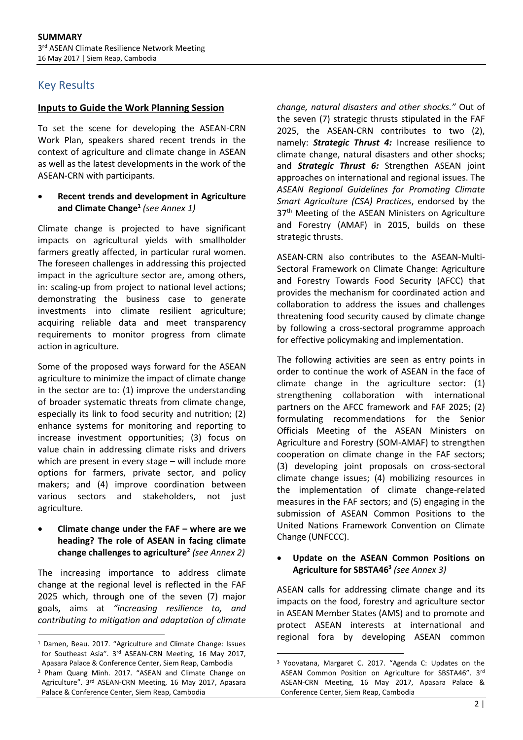## Key Results

### Inputs to Guide the Work Planning Session

To set the scene for developing the ASEAN-CRN Work Plan, speakers shared recent trends in the context of agriculture and climate change in ASEAN as well as the latest developments in the work of the ASEAN-CRN with participants.

- **Recent trends and development in Agriculture and Climate Change**[1] *(see Annex 1)*

Climate change is projected to have significant impacts on agricultural yields with smallholder farmers greatly affected, in particular rural women. The foreseen challenges in addressing this projected impact in the agriculture sector are, among others, in: scaling-up from project to national level actions; demonstrating the business case to generate investments into climate resilient agriculture; acquiring reliable data and meet transparency requirements to monitor progress from climate action in agriculture.

Some of the proposed ways forward for the ASEAN agriculture to minimize the impact of climate change in the sector are to: (1) improve the understanding of broader systematic threats from climate change, especially its link to food security and nutrition; (2) enhance systems for monitoring and reporting to increase investment opportunities; (3) focus on value chain in addressing climate risks and drivers which are present in every stage – will include more options for farmers, private sector, and policy makers; and (4) improve coordination between various sectors and stakeholders, not just agriculture.

- **Climate change under the FAF – where are we heading? The role of ASEAN in facing climate change challenges to agriculture**[2] *(see Annex 2)*

The increasing importance to address climate change at the regional level is reflected in the FAF 2025 which, through one of the seven (7) major goals, aims at *"increasing resilience to, and contributing to mitigation and adaptation of climate change, natural disasters and other shocks."* Out of the seven (7) strategic thrusts stipulated in the FAF 2025, the ASEAN-CRN contributes to two (2), namely: ***Strategic Thrust 4:*** Increase resilience to climate change, natural disasters and other shocks; and ***Strategic Thrust 6:*** Strengthen ASEAN joint approaches on international and regional issues. The *ASEAN Regional Guidelines for Promoting Climate Smart Agriculture (CSA) Practices*, endorsed by the 37th Meeting of the ASEAN Ministers on Agriculture and Forestry (AMAF) in 2015, builds on these strategic thrusts.

ASEAN-CRN also contributes to the ASEAN-Multi-Sectoral Framework on Climate Change: Agriculture and Forestry Towards Food Security (AFCC) that provides the mechanism for coordinated action and collaboration to address the issues and challenges threatening food security caused by climate change by following a cross-sectoral programme approach for effective policymaking and implementation.

The following activities are seen as entry points in order to continue the work of ASEAN in the face of climate change in the agriculture sector: (1) strengthening collaboration with international partners on the AFCC framework and FAF 2025; (2) formulating recommendations for the Senior Officials Meeting of the ASEAN Ministers on Agriculture and Forestry (SOM-AMAF) to strengthen cooperation on climate change in the FAF sectors; (3) developing joint proposals on cross-sectoral climate change issues; (4) mobilizing resources in the implementation of climate change-related measures in the FAF sectors; and (5) engaging in the submission of ASEAN Common Positions to the United Nations Framework Convention on Climate Change (UNFCCC).

- **Update on the ASEAN Common Positions on Agriculture for SBSTA46**[3] *(see Annex 3)*

ASEAN calls for addressing climate change and its impacts on the food, forestry and agriculture sector in ASEAN Member States (AMS) and to promote and protect ASEAN interests at international and regional fora by developing ASEAN common

---

[1] Damen, Beau. 2017. "Agriculture and Climate Change: Issues for Southeast Asia". 3rd ASEAN-CRN Meeting, 16 May 2017, Apasara Palace & Conference Center, Siem Reap, Cambodia

[2] Pham Quang Minh. 2017. "ASEAN and Climate Change on Agriculture". 3rd ASEAN-CRN Meeting, 16 May 2017, Apasara Palace & Conference Center, Siem Reap, Cambodia

[3] Yoovatana, Margaret C. 2017. "Agenda C: Updates on the ASEAN Common Position on Agriculture for SBSTA46". 3rd ASEAN-CRN Meeting, 16 May 2017, Apasara Palace & Conference Center, Siem Reap, Cambodia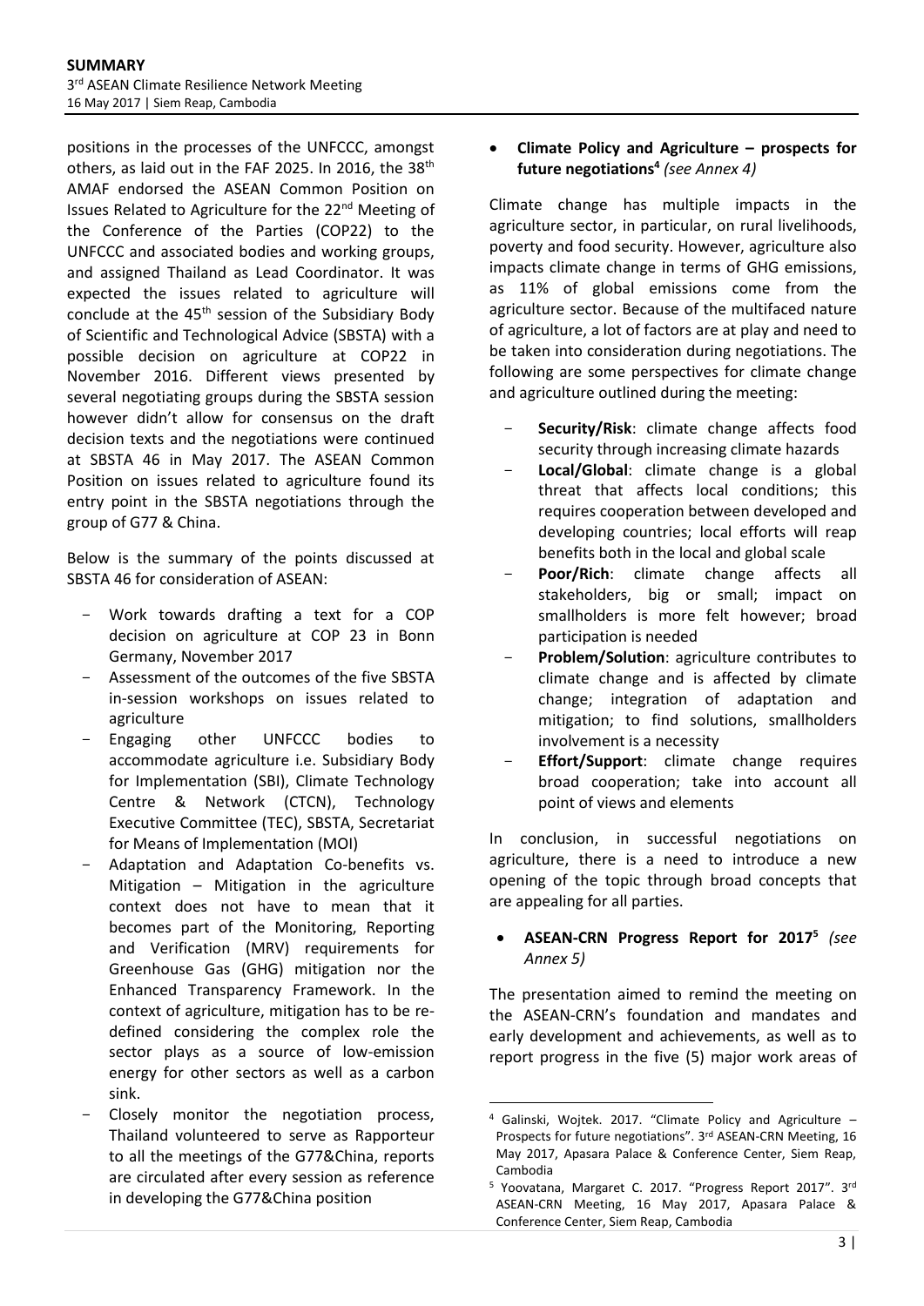positions in the processes of the UNFCCC, amongst others, as laid out in the FAF 2025. In 2016, the 38th AMAF endorsed the ASEAN Common Position on Issues Related to Agriculture for the 22nd Meeting of the Conference of the Parties (COP22) to the UNFCCC and associated bodies and working groups, and assigned Thailand as Lead Coordinator. It was expected the issues related to agriculture will conclude at the 45th session of the Subsidiary Body of Scientific and Technological Advice (SBSTA) with a possible decision on agriculture at COP22 in November 2016. Different views presented by several negotiating groups during the SBSTA session however didn't allow for consensus on the draft decision texts and the negotiations were continued at SBSTA 46 in May 2017. The ASEAN Common Position on issues related to agriculture found its entry point in the SBSTA negotiations through the group of G77 & China.

Below is the summary of the points discussed at SBSTA 46 for consideration of ASEAN:

- Work towards drafting a text for a COP decision on agriculture at COP 23 in Bonn Germany, November 2017
- Assessment of the outcomes of the five SBSTA in-session workshops on issues related to agriculture
- Engaging other UNFCCC bodies to accommodate agriculture i.e. Subsidiary Body for Implementation (SBI), Climate Technology Centre & Network (CTCN), Technology Executive Committee (TEC), SBSTA, Secretariat for Means of Implementation (MOI)
- Adaptation and Adaptation Co-benefits vs. Mitigation – Mitigation in the agriculture context does not have to mean that it becomes part of the Monitoring, Reporting and Verification (MRV) requirements for Greenhouse Gas (GHG) mitigation nor the Enhanced Transparency Framework. In the context of agriculture, mitigation has to be re-defined considering the complex role the sector plays as a source of low-emission energy for other sectors as well as a carbon sink.
- Closely monitor the negotiation process, Thailand volunteered to serve as Rapporteur to all the meetings of the G77&China, reports are circulated after every session as reference in developing the G77&China position

- **Climate Policy and Agriculture – prospects for future negotiations**[4] *(see Annex 4)*

Climate change has multiple impacts in the agriculture sector, in particular, on rural livelihoods, poverty and food security. However, agriculture also impacts climate change in terms of GHG emissions, as 11% of global emissions come from the agriculture sector. Because of the multifaced nature of agriculture, a lot of factors are at play and need to be taken into consideration during negotiations. The following are some perspectives for climate change and agriculture outlined during the meeting:

- **Security/Risk**: climate change affects food security through increasing climate hazards
- **Local/Global**: climate change is a global threat that affects local conditions; this requires cooperation between developed and developing countries; local efforts will reap benefits both in the local and global scale
- **Poor/Rich**: climate change affects all stakeholders, big or small; impact on smallholders is more felt however; broad participation is needed
- **Problem/Solution**: agriculture contributes to climate change and is affected by climate change; integration of adaptation and mitigation; to find solutions, smallholders involvement is a necessity
- **Effort/Support**: climate change requires broad cooperation; take into account all point of views and elements

In conclusion, in successful negotiations on agriculture, there is a need to introduce a new opening of the topic through broad concepts that are appealing for all parties.

- **ASEAN-CRN Progress Report for 2017**[5] *(see Annex 5)*

The presentation aimed to remind the meeting on the ASEAN-CRN's foundation and mandates and early development and achievements, as well as to report progress in the five (5) major work areas of

[4] Galinski, Wojtek. 2017. "Climate Policy and Agriculture – Prospects for future negotiations". 3rd ASEAN-CRN Meeting, 16 May 2017, Apasara Palace & Conference Center, Siem Reap, Cambodia

[5] Yoovatana, Margaret C. 2017. "Progress Report 2017". 3rd ASEAN-CRN Meeting, 16 May 2017, Apasara Palace & Conference Center, Siem Reap, Cambodia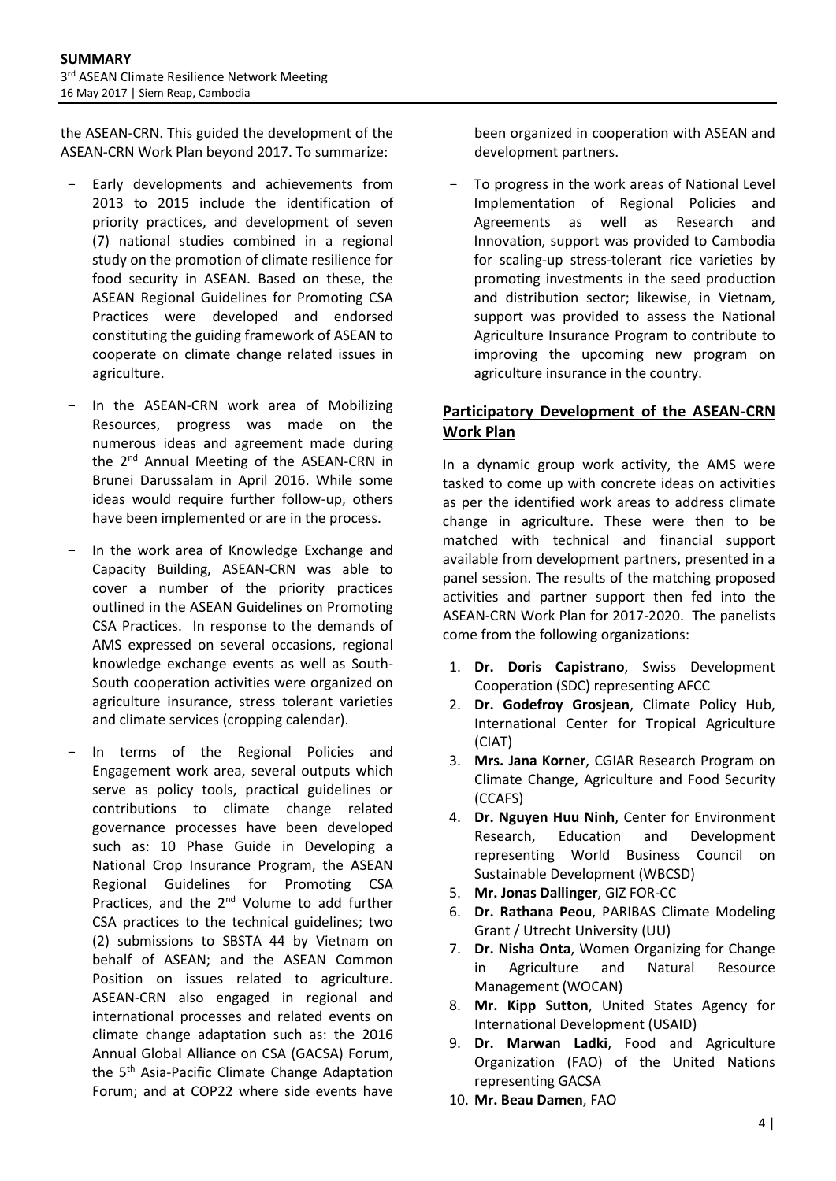the ASEAN-CRN. This guided the development of the ASEAN-CRN Work Plan beyond 2017. To summarize:

- Early developments and achievements from 2013 to 2015 include the identification of priority practices, and development of seven (7) national studies combined in a regional study on the promotion of climate resilience for food security in ASEAN. Based on these, the ASEAN Regional Guidelines for Promoting CSA Practices were developed and endorsed constituting the guiding framework of ASEAN to cooperate on climate change related issues in agriculture.
- In the ASEAN-CRN work area of Mobilizing Resources, progress was made on the numerous ideas and agreement made during the 2nd Annual Meeting of the ASEAN-CRN in Brunei Darussalam in April 2016. While some ideas would require further follow-up, others have been implemented or are in the process.
- In the work area of Knowledge Exchange and Capacity Building, ASEAN-CRN was able to cover a number of the priority practices outlined in the ASEAN Guidelines on Promoting CSA Practices. In response to the demands of AMS expressed on several occasions, regional knowledge exchange events as well as South-South cooperation activities were organized on agriculture insurance, stress tolerant varieties and climate services (cropping calendar).
- In terms of the Regional Policies and Engagement work area, several outputs which serve as policy tools, practical guidelines or contributions to climate change related governance processes have been developed such as: 10 Phase Guide in Developing a National Crop Insurance Program, the ASEAN Regional Guidelines for Promoting CSA Practices, and the 2nd Volume to add further CSA practices to the technical guidelines; two (2) submissions to SBSTA 44 by Vietnam on behalf of ASEAN; and the ASEAN Common Position on issues related to agriculture. ASEAN-CRN also engaged in regional and international processes and related events on climate change adaptation such as: the 2016 Annual Global Alliance on CSA (GACSA) Forum, the 5th Asia-Pacific Climate Change Adaptation Forum; and at COP22 where side events have been organized in cooperation with ASEAN and development partners.
- To progress in the work areas of National Level Implementation of Regional Policies and Agreements as well as Research and Innovation, support was provided to Cambodia for scaling-up stress-tolerant rice varieties by promoting investments in the seed production and distribution sector; likewise, in Vietnam, support was provided to assess the National Agriculture Insurance Program to contribute to improving the upcoming new program on agriculture insurance in the country.

## Participatory Development of the ASEAN-CRN Work Plan

In a dynamic group work activity, the AMS were tasked to come up with concrete ideas on activities as per the identified work areas to address climate change in agriculture. These were then to be matched with technical and financial support available from development partners, presented in a panel session. The results of the matching proposed activities and partner support then fed into the ASEAN-CRN Work Plan for 2017-2020. The panelists come from the following organizations:

1. **Dr. Doris Capistrano**, Swiss Development Cooperation (SDC) representing AFCC
2. **Dr. Godefroy Grosjean**, Climate Policy Hub, International Center for Tropical Agriculture (CIAT)
3. **Mrs. Jana Korner**, CGIAR Research Program on Climate Change, Agriculture and Food Security (CCAFS)
4. **Dr. Nguyen Huu Ninh**, Center for Environment Research, Education and Development representing World Business Council on Sustainable Development (WBCSD)
5. **Mr. Jonas Dallinger**, GIZ FOR-CC
6. **Dr. Rathana Peou**, PARIBAS Climate Modeling Grant / Utrecht University (UU)
7. **Dr. Nisha Onta**, Women Organizing for Change in Agriculture and Natural Resource Management (WOCAN)
8. **Mr. Kipp Sutton**, United States Agency for International Development (USAID)
9. **Dr. Marwan Ladki**, Food and Agriculture Organization (FAO) of the United Nations representing GACSA
10. **Mr. Beau Damen**, FAO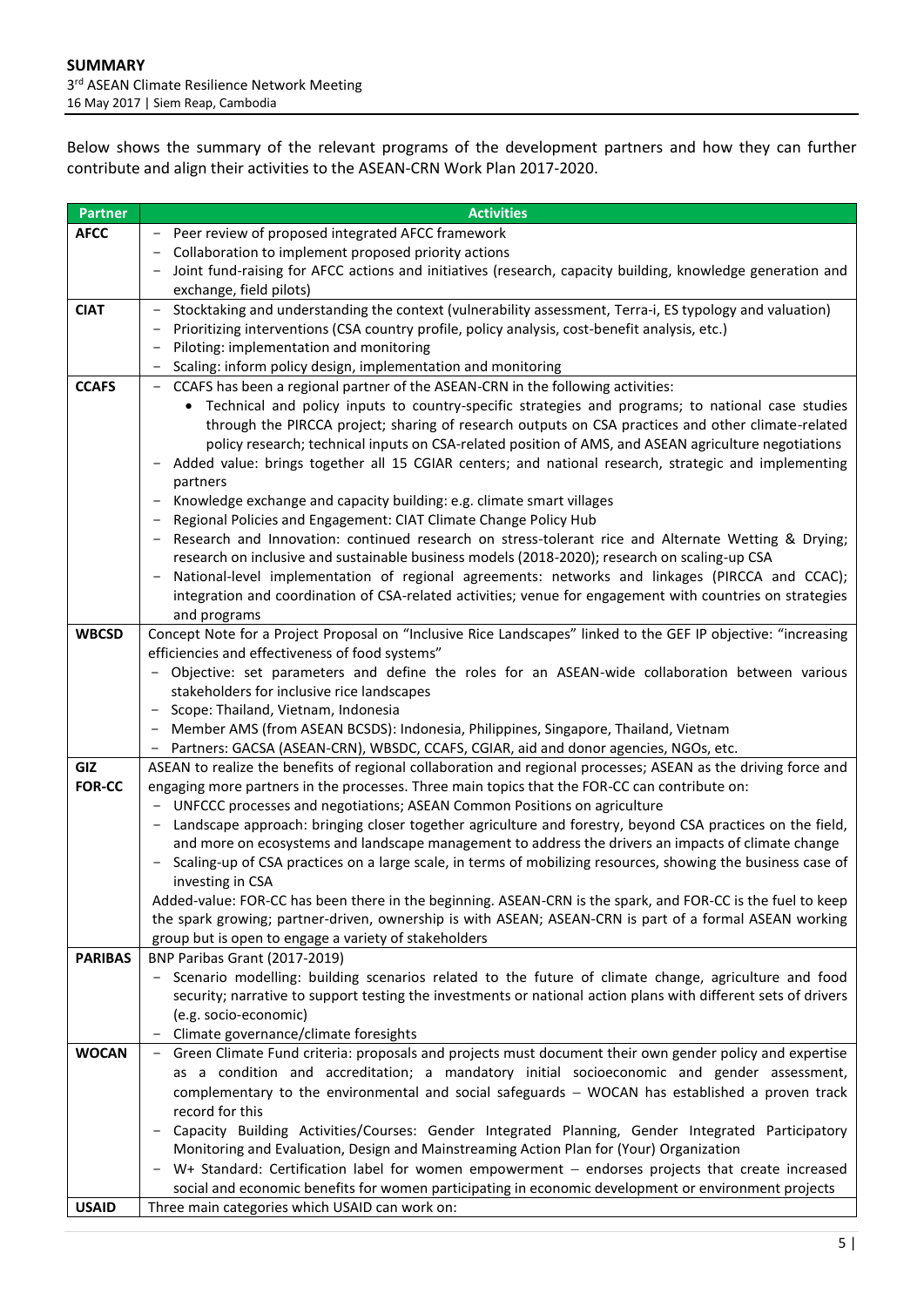Below shows the summary of the relevant programs of the development partners and how they can further contribute and align their activities to the ASEAN-CRN Work Plan 2017-2020.

| Partner | Activities |
| --- | --- |
| **AFCC** | - Peer review of proposed integrated AFCC framework<br>- Collaboration to implement proposed priority actions<br>- Joint fund-raising for AFCC actions and initiatives (research, capacity building, knowledge generation and exchange, field pilots) |
| **CIAT** | - Stocktaking and understanding the context (vulnerability assessment, Terra-i, ES typology and valuation)<br>- Prioritizing interventions (CSA country profile, policy analysis, cost-benefit analysis, etc.)<br>- Piloting: implementation and monitoring<br>- Scaling: inform policy design, implementation and monitoring |
| **CCAFS** | - CCAFS has been a regional partner of the ASEAN-CRN in the following activities:<br>• Technical and policy inputs to country-specific strategies and programs; to national case studies through the PIRCCA project; sharing of research outputs on CSA practices and other climate-related policy research; technical inputs on CSA-related position of AMS, and ASEAN agriculture negotiations<br>- Added value: brings together all 15 CGIAR centers; and national research, strategic and implementing partners<br>- Knowledge exchange and capacity building: e.g. climate smart villages<br>- Regional Policies and Engagement: CIAT Climate Change Policy Hub<br>- Research and Innovation: continued research on stress-tolerant rice and Alternate Wetting & Drying; research on inclusive and sustainable business models (2018-2020); research on scaling-up CSA<br>- National-level implementation of regional agreements: networks and linkages (PIRCCA and CCAC); integration and coordination of CSA-related activities; venue for engagement with countries on strategies and programs |
| **WBCSD** | Concept Note for a Project Proposal on "Inclusive Rice Landscapes" linked to the GEF IP objective: "increasing efficiencies and effectiveness of food systems"<br>- Objective: set parameters and define the roles for an ASEAN-wide collaboration between various stakeholders for inclusive rice landscapes<br>- Scope: Thailand, Vietnam, Indonesia<br>- Member AMS (from ASEAN BCSDS): Indonesia, Philippines, Singapore, Thailand, Vietnam<br>- Partners: GACSA (ASEAN-CRN), WBSDC, CCAFS, CGIAR, aid and donor agencies, NGOs, etc. |
| **GIZ FOR-CC** | ASEAN to realize the benefits of regional collaboration and regional processes; ASEAN as the driving force and engaging more partners in the processes. Three main topics that the FOR-CC can contribute on:<br>- UNFCCC processes and negotiations; ASEAN Common Positions on agriculture<br>- Landscape approach: bringing closer together agriculture and forestry, beyond CSA practices on the field, and more on ecosystems and landscape management to address the drivers an impacts of climate change<br>- Scaling-up of CSA practices on a large scale, in terms of mobilizing resources, showing the business case of investing in CSA<br>Added-value: FOR-CC has been there in the beginning. ASEAN-CRN is the spark, and FOR-CC is the fuel to keep the spark growing; partner-driven, ownership is with ASEAN; ASEAN-CRN is part of a formal ASEAN working group but is open to engage a variety of stakeholders |
| **PARIBAS** | BNP Paribas Grant (2017-2019)<br>- Scenario modelling: building scenarios related to the future of climate change, agriculture and food security; narrative to support testing the investments or national action plans with different sets of drivers (e.g. socio-economic)<br>- Climate governance/climate foresights |
| **WOCAN** | - Green Climate Fund criteria: proposals and projects must document their own gender policy and expertise as a condition and accreditation; a mandatory initial socioeconomic and gender assessment, complementary to the environmental and social safeguards – WOCAN has established a proven track record for this<br>- Capacity Building Activities/Courses: Gender Integrated Planning, Gender Integrated Participatory Monitoring and Evaluation, Design and Mainstreaming Action Plan for (Your) Organization<br>- W+ Standard: Certification label for women empowerment – endorses projects that create increased social and economic benefits for women participating in economic development or environment projects |
| **USAID** | Three main categories which USAID can work on: |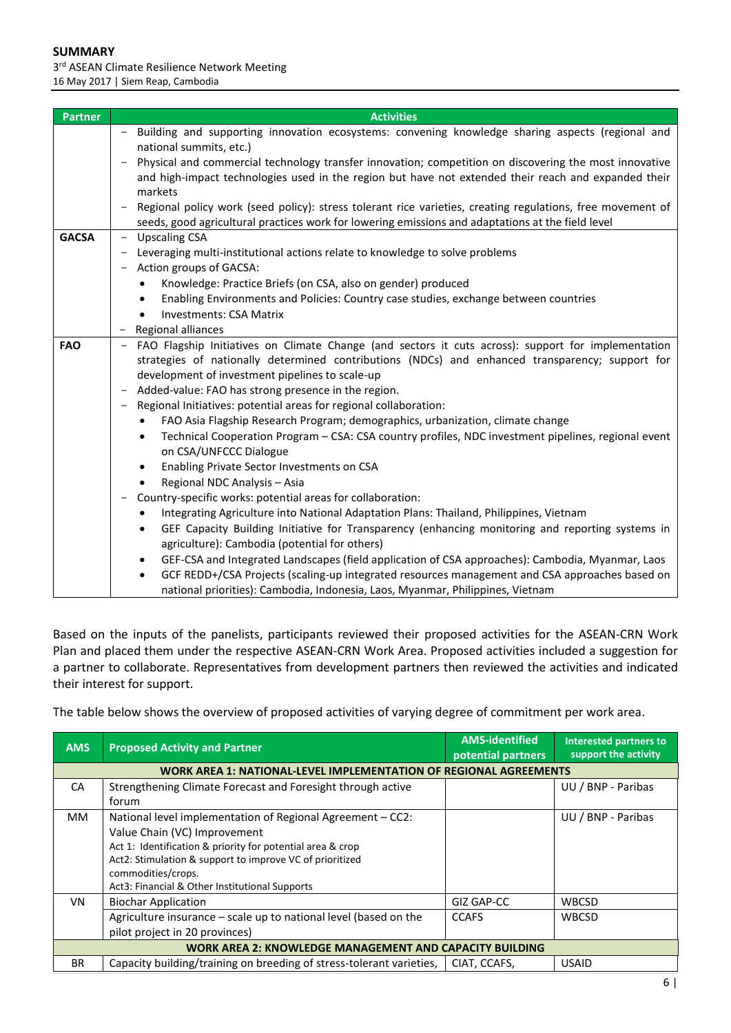| Partner | Activities |
|---|---|
| | - Building and supporting innovation ecosystems: convening knowledge sharing aspects (regional and national summits, etc.)<br>- Physical and commercial technology transfer innovation; competition on discovering the most innovative and high-impact technologies used in the region but have not extended their reach and expanded their markets<br>- Regional policy work (seed policy): stress tolerant rice varieties, creating regulations, free movement of seeds, good agricultural practices work for lowering emissions and adaptations at the field level |
| **GACSA** | - Upscaling CSA<br>- Leveraging multi-institutional actions relate to knowledge to solve problems<br>- Action groups of GACSA:<br>• Knowledge: Practice Briefs (on CSA, also on gender) produced<br>• Enabling Environments and Policies: Country case studies, exchange between countries<br>• Investments: CSA Matrix<br>- Regional alliances |
| **FAO** | - FAO Flagship Initiatives on Climate Change (and sectors it cuts across): support for implementation strategies of nationally determined contributions (NDCs) and enhanced transparency; support for development of investment pipelines to scale-up<br>- Added-value: FAO has strong presence in the region.<br>- Regional Initiatives: potential areas for regional collaboration:<br>• FAO Asia Flagship Research Program; demographics, urbanization, climate change<br>• Technical Cooperation Program – CSA: CSA country profiles, NDC investment pipelines, regional event on CSA/UNFCCC Dialogue<br>• Enabling Private Sector Investments on CSA<br>• Regional NDC Analysis – Asia<br>- Country-specific works: potential areas for collaboration:<br>• Integrating Agriculture into National Adaptation Plans: Thailand, Philippines, Vietnam<br>• GEF Capacity Building Initiative for Transparency (enhancing monitoring and reporting systems in agriculture): Cambodia (potential for others)<br>• GEF-CSA and Integrated Landscapes (field application of CSA approaches): Cambodia, Myanmar, Laos<br>• GCF REDD+/CSA Projects (scaling-up integrated resources management and CSA approaches based on national priorities): Cambodia, Indonesia, Laos, Myanmar, Philippines, Vietnam |

Based on the inputs of the panelists, participants reviewed their proposed activities for the ASEAN-CRN Work Plan and placed them under the respective ASEAN-CRN Work Area. Proposed activities included a suggestion for a partner to collaborate. Representatives from development partners then reviewed the activities and indicated their interest for support.

The table below shows the overview of proposed activities of varying degree of commitment per work area.

| AMS | Proposed Activity and Partner | AMS-identified potential partners | Interested partners to support the activity |
|---|---|---|---|
| **WORK AREA 1: NATIONAL-LEVEL IMPLEMENTATION OF REGIONAL AGREEMENTS** | | | |
| CA | Strengthening Climate Forecast and Foresight through active forum | | UU / BNP - Paribas |
| MM | National level implementation of Regional Agreement – CC2: Value Chain (VC) Improvement<br>Act 1: Identification & priority for potential area & crop<br>Act2: Stimulation & support to improve VC of prioritized commodities/crops.<br>Act3: Financial & Other Institutional Supports | | UU / BNP - Paribas |
| VN | Biochar Application | GIZ GAP-CC | WBCSD |
| | Agriculture insurance – scale up to national level (based on the pilot project in 20 provinces) | CCAFS | WBCSD |
| **WORK AREA 2: KNOWLEDGE MANAGEMENT AND CAPACITY BUILDING** | | | |
| BR | Capacity building/training on breeding of stress-tolerant varieties, | CIAT, CCAFS, | USAID |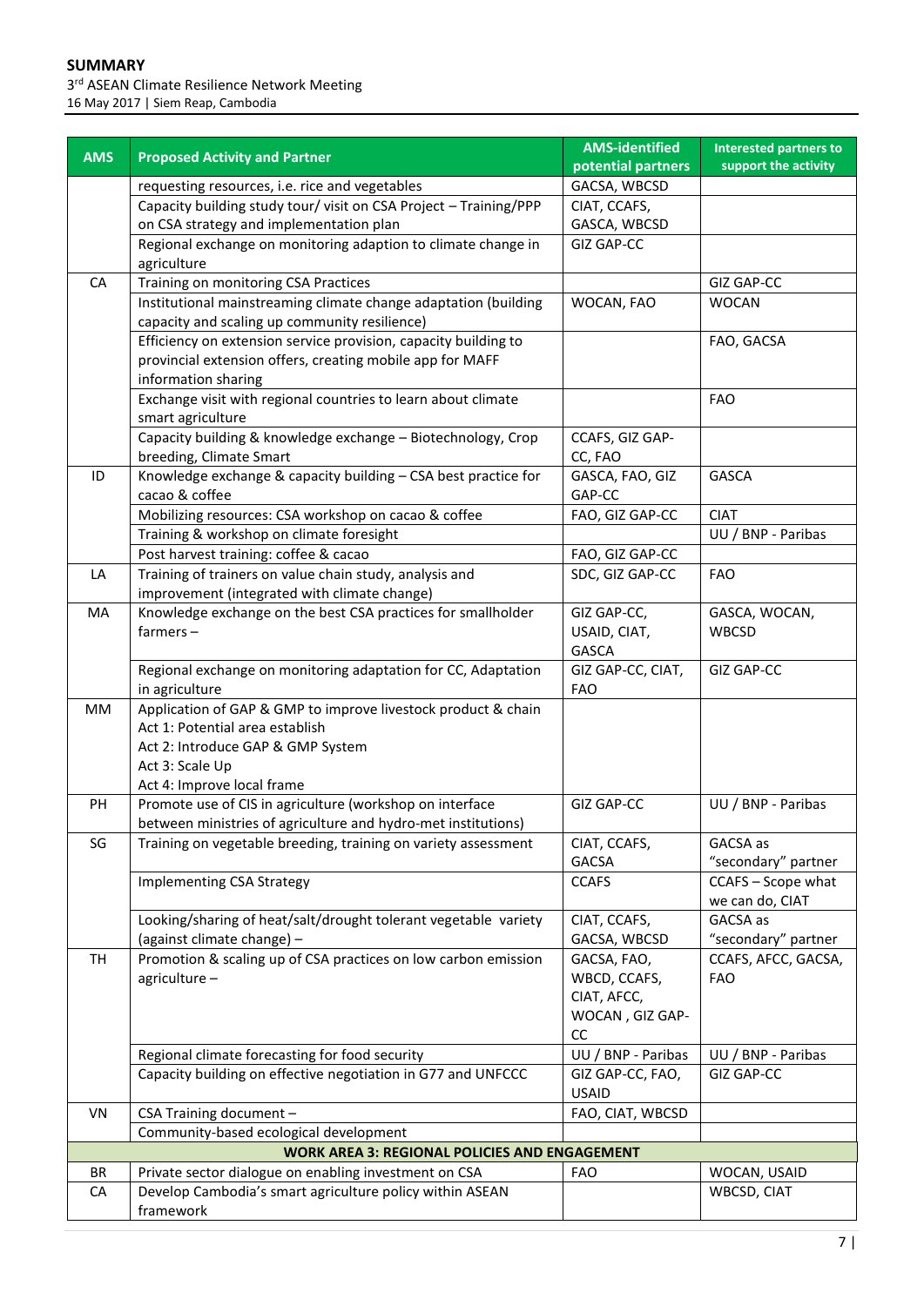**SUMMARY**
3rd ASEAN Climate Resilience Network Meeting
16 May 2017 | Siem Reap, Cambodia

| AMS | Proposed Activity and Partner | AMS-identified potential partners | Interested partners to support the activity |
|---|---|---|---|
| | requesting resources, i.e. rice and vegetables | GACSA, WBCSD | |
| | Capacity building study tour/ visit on CSA Project – Training/PPP on CSA strategy and implementation plan | CIAT, CCAFS, GASCA, WBCSD | |
| | Regional exchange on monitoring adaption to climate change in agriculture | GIZ GAP-CC | |
| CA | Training on monitoring CSA Practices | | GIZ GAP-CC |
| | Institutional mainstreaming climate change adaptation (building capacity and scaling up community resilience) | WOCAN, FAO | WOCAN |
| | Efficiency on extension service provision, capacity building to provincial extension offers, creating mobile app for MAFF information sharing | | FAO, GACSA |
| | Exchange visit with regional countries to learn about climate smart agriculture | | FAO |
| | Capacity building & knowledge exchange – Biotechnology, Crop breeding, Climate Smart | CCAFS, GIZ GAP-CC, FAO | |
| ID | Knowledge exchange & capacity building – CSA best practice for cacao & coffee | GASCA, FAO, GIZ GAP-CC | GASCA |
| | Mobilizing resources: CSA workshop on cacao & coffee | FAO, GIZ GAP-CC | CIAT |
| | Training & workshop on climate foresight | | UU / BNP - Paribas |
| | Post harvest training: coffee & cacao | FAO, GIZ GAP-CC | |
| LA | Training of trainers on value chain study, analysis and improvement (integrated with climate change) | SDC, GIZ GAP-CC | FAO |
| MA | Knowledge exchange on the best CSA practices for smallholder farmers – | GIZ GAP-CC, USAID, CIAT, GASCA | GASCA, WOCAN, WBCSD |
| | Regional exchange on monitoring adaptation for CC, Adaptation in agriculture | GIZ GAP-CC, CIAT, FAO | GIZ GAP-CC |
| MM | Application of GAP & GMP to improve livestock product & chain<br>Act 1: Potential area establish<br>Act 2: Introduce GAP & GMP System<br>Act 3: Scale Up<br>Act 4: Improve local frame | | |
| PH | Promote use of CIS in agriculture (workshop on interface between ministries of agriculture and hydro-met institutions) | GIZ GAP-CC | UU / BNP - Paribas |
| SG | Training on vegetable breeding, training on variety assessment | CIAT, CCAFS, GACSA | GACSA as "secondary" partner |
| | Implementing CSA Strategy | CCAFS | CCAFS – Scope what we can do, CIAT |
| | Looking/sharing of heat/salt/drought tolerant vegetable variety (against climate change) – | CIAT, CCAFS, GACSA, WBCSD | GACSA as "secondary" partner |
| TH | Promotion & scaling up of CSA practices on low carbon emission agriculture – | GACSA, FAO, WBCD, CCAFS, CIAT, AFCC, WOCAN , GIZ GAP-CC | CCAFS, AFCC, GACSA, FAO |
| | Regional climate forecasting for food security | UU / BNP - Paribas | UU / BNP - Paribas |
| | Capacity building on effective negotiation in G77 and UNFCCC | GIZ GAP-CC, FAO, USAID | GIZ GAP-CC |
| VN | CSA Training document – | FAO, CIAT, WBCSD | |
| | Community-based ecological development | | |
| **WORK AREA 3: REGIONAL POLICIES AND ENGAGEMENT** | | | |
| BR | Private sector dialogue on enabling investment on CSA | FAO | WOCAN, USAID |
| CA | Develop Cambodia's smart agriculture policy within ASEAN framework | | WBCSD, CIAT |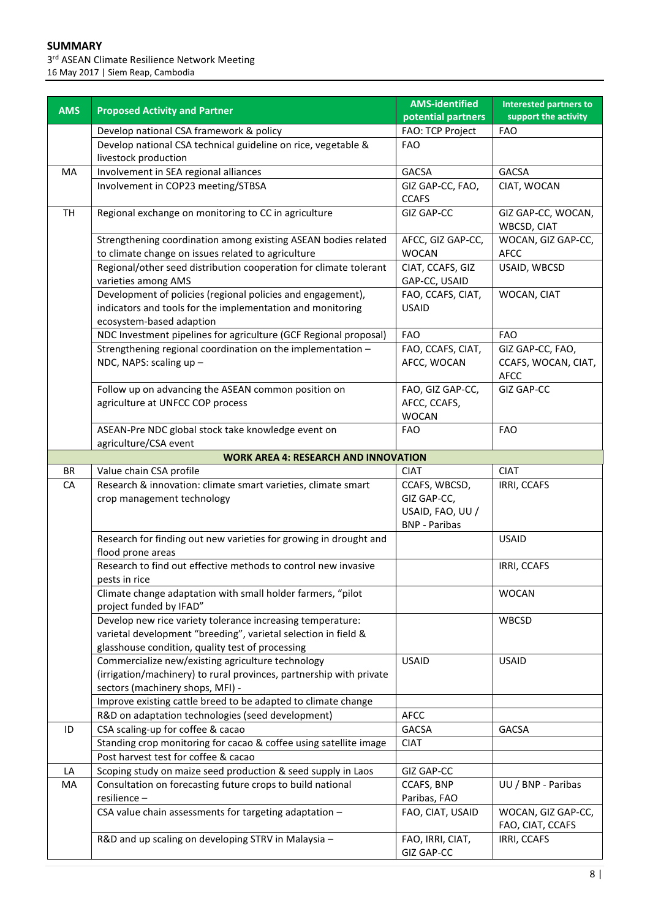| AMS | Proposed Activity and Partner | AMS-identified potential partners | Interested partners to support the activity |
|---|---|---|---|
| | Develop national CSA framework & policy | FAO: TCP Project | FAO |
| | Develop national CSA technical guideline on rice, vegetable & livestock production | FAO | |
| MA | Involvement in SEA regional alliances | GACSA | GACSA |
| | Involvement in COP23 meeting/STBSA | GIZ GAP-CC, FAO, CCAFS | CIAT, WOCAN |
| TH | Regional exchange on monitoring to CC in agriculture | GIZ GAP-CC | GIZ GAP-CC, WOCAN, WBCSD, CIAT |
| | Strengthening coordination among existing ASEAN bodies related to climate change on issues related to agriculture | AFCC, GIZ GAP-CC, WOCAN | WOCAN, GIZ GAP-CC, AFCC |
| | Regional/other seed distribution cooperation for climate tolerant varieties among AMS | CIAT, CCAFS, GIZ GAP-CC, USAID | USAID, WBCSD |
| | Development of policies (regional policies and engagement), indicators and tools for the implementation and monitoring ecosystem-based adaption | FAO, CCAFS, CIAT, USAID | WOCAN, CIAT |
| | NDC Investment pipelines for agriculture (GCF Regional proposal) | FAO | FAO |
| | Strengthening regional coordination on the implementation – NDC, NAPS: scaling up – | FAO, CCAFS, CIAT, AFCC, WOCAN | GIZ GAP-CC, FAO, CCAFS, WOCAN, CIAT, AFCC |
| | Follow up on advancing the ASEAN common position on agriculture at UNFCC COP process | FAO, GIZ GAP-CC, AFCC, CCAFS, WOCAN | GIZ GAP-CC |
| | ASEAN-Pre NDC global stock take knowledge event on agriculture/CSA event | FAO | FAO |
| | **WORK AREA 4: RESEARCH AND INNOVATION** | | |
| BR | Value chain CSA profile | CIAT | CIAT |
| CA | Research & innovation: climate smart varieties, climate smart crop management technology | CCAFS, WBCSD, GIZ GAP-CC, USAID, FAO, UU / BNP - Paribas | IRRI, CCAFS |
| | Research for finding out new varieties for growing in drought and flood prone areas | | USAID |
| | Research to find out effective methods to control new invasive pests in rice | | IRRI, CCAFS |
| | Climate change adaptation with small holder farmers, "pilot project funded by IFAD" | | WOCAN |
| | Develop new rice variety tolerance increasing temperature: varietal development "breeding", varietal selection in field & glasshouse condition, quality test of processing | | WBCSD |
| | Commercialize new/existing agriculture technology (irrigation/machinery) to rural provinces, partnership with private sectors (machinery shops, MFI) - | USAID | USAID |
| | Improve existing cattle breed to be adapted to climate change | | |
| | R&D on adaptation technologies (seed development) | AFCC | |
| ID | CSA scaling-up for coffee & cacao | GACSA | GACSA |
| | Standing crop monitoring for cacao & coffee using satellite image | CIAT | |
| | Post harvest test for coffee & cacao | | |
| LA | Scoping study on maize seed production & seed supply in Laos | GIZ GAP-CC | |
| MA | Consultation on forecasting future crops to build national resilience – | CCAFS, BNP Paribas, FAO | UU / BNP - Paribas |
| | CSA value chain assessments for targeting adaptation – | FAO, CIAT, USAID | WOCAN, GIZ GAP-CC, FAO, CIAT, CCAFS |
| | R&D and up scaling on developing STRV in Malaysia – | FAO, IRRI, CIAT, GIZ GAP-CC | IRRI, CCAFS |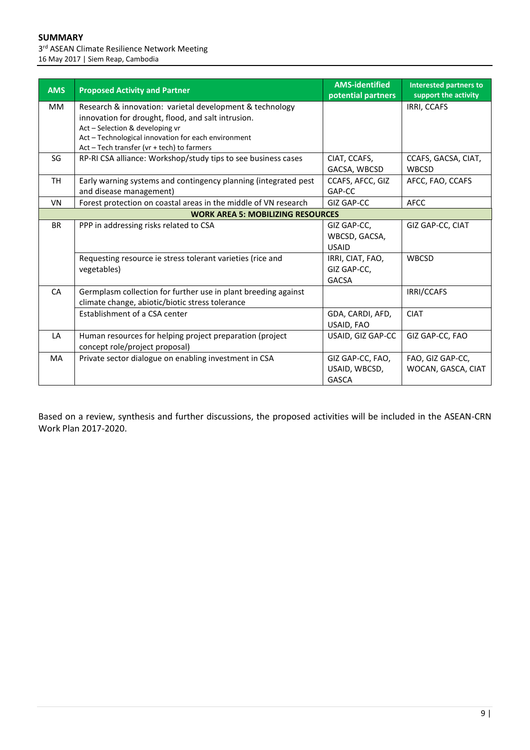| AMS | Proposed Activity and Partner | AMS-identified potential partners | Interested partners to support the activity |
|---|---|---|---|
| MM | Research & innovation: varietal development & technology innovation for drought, flood, and salt intrusion.<br>Act – Selection & developing vr<br>Act – Technological innovation for each environment<br>Act – Tech transfer (vr + tech) to farmers | | IRRI, CCAFS |
| SG | RP-RI CSA alliance: Workshop/study tips to see business cases | CIAT, CCAFS, GACSA, WBCSD | CCAFS, GACSA, CIAT, WBCSD |
| TH | Early warning systems and contingency planning (integrated pest and disease management) | CCAFS, AFCC, GIZ GAP-CC | AFCC, FAO, CCAFS |
| VN | Forest protection on coastal areas in the middle of VN research | GIZ GAP-CC | AFCC |
| **WORK AREA 5: MOBILIZING RESOURCES** | | | |
| BR | PPP in addressing risks related to CSA | GIZ GAP-CC, WBCSD, GACSA, USAID | GIZ GAP-CC, CIAT |
| | Requesting resource ie stress tolerant varieties (rice and vegetables) | IRRI, CIAT, FAO, GIZ GAP-CC, GACSA | WBCSD |
| CA | Germplasm collection for further use in plant breeding against climate change, abiotic/biotic stress tolerance | | IRRI/CCAFS |
| | Establishment of a CSA center | GDA, CARDI, AFD, USAID, FAO | CIAT |
| LA | Human resources for helping project preparation (project concept role/project proposal) | USAID, GIZ GAP-CC | GIZ GAP-CC, FAO |
| MA | Private sector dialogue on enabling investment in CSA | GIZ GAP-CC, FAO, USAID, WBCSD, GASCA | FAO, GIZ GAP-CC, WOCAN, GASCA, CIAT |

Based on a review, synthesis and further discussions, the proposed activities will be included in the ASEAN-CRN Work Plan 2017-2020.